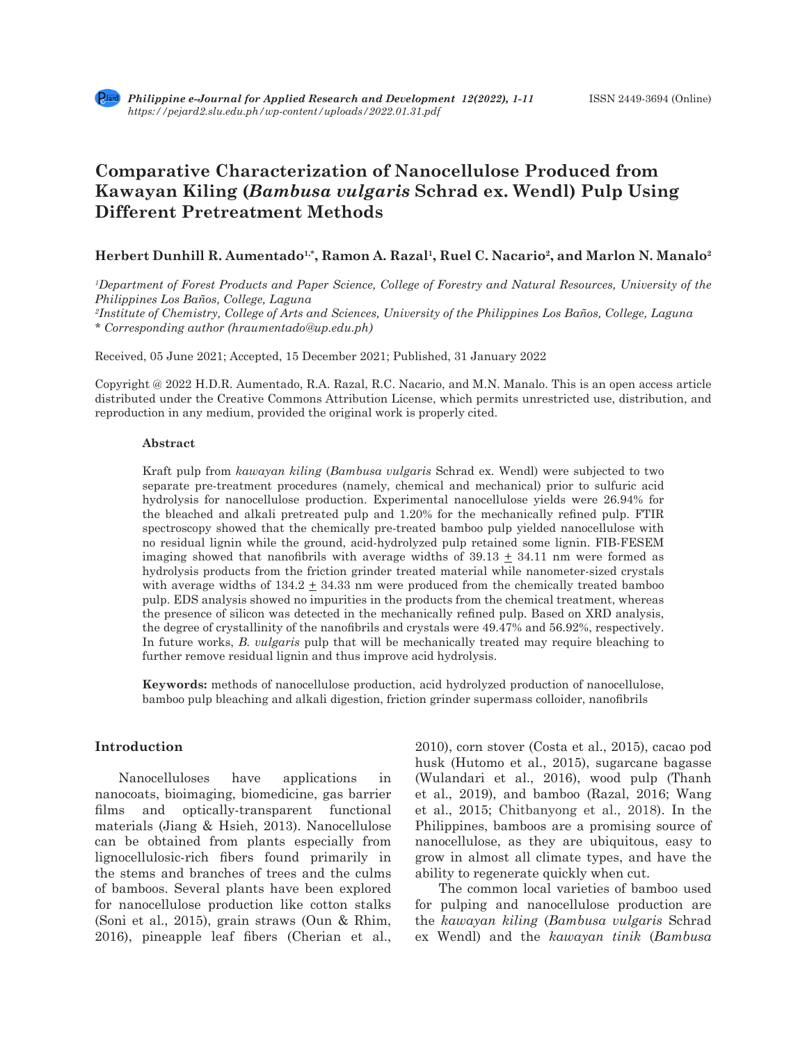# Comparative Characterization of Nanocellulose Produced from Kawayan Kiling (*Bambusa vulgaris* Schrad ex. Wendl) Pulp Using Different Pretreatment Methods

**Herbert Dunhill R. Aumentado[1,*], Ramon A. Razal[1], Ruel C. Nacario[2], and Marlon N. Manalo[2]**

*[1]Department of Forest Products and Paper Science, College of Forestry and Natural Resources, University of the Philippines Los Baños, College, Laguna*
*[2]Institute of Chemistry, College of Arts and Sciences, University of the Philippines Los Baños, College, Laguna*
*\* Corresponding author (hraumentado@up.edu.ph)*

Received, 05 June 2021; Accepted, 15 December 2021; Published, 31 January 2022

Copyright @ 2022 H.D.R. Aumentado, R.A. Razal, R.C. Nacario, and M.N. Manalo. This is an open access article distributed under the Creative Commons Attribution License, which permits unrestricted use, distribution, and reproduction in any medium, provided the original work is properly cited.

## Abstract

Kraft pulp from *kawayan kiling* (*Bambusa vulgaris* Schrad ex. Wendl) were subjected to two separate pre-treatment procedures (namely, chemical and mechanical) prior to sulfuric acid hydrolysis for nanocellulose production. Experimental nanocellulose yields were 26.94% for the bleached and alkali pretreated pulp and 1.20% for the mechanically refined pulp. FTIR spectroscopy showed that the chemically pre-treated bamboo pulp yielded nanocellulose with no residual lignin while the ground, acid-hydrolyzed pulp retained some lignin. FIB-FESEM imaging showed that nanofibrils with average widths of 39.13 $\pm$ 34.11 nm were formed as hydrolysis products from the friction grinder treated material while nanometer-sized crystals with average widths of 134.2 $\pm$ 34.33 nm were produced from the chemically treated bamboo pulp. EDS analysis showed no impurities in the products from the chemical treatment, whereas the presence of silicon was detected in the mechanically refined pulp. Based on XRD analysis, the degree of crystallinity of the nanofibrils and crystals were 49.47% and 56.92%, respectively. In future works, *B. vulgaris* pulp that will be mechanically treated may require bleaching to further remove residual lignin and thus improve acid hydrolysis.

**Keywords:** methods of nanocellulose production, acid hydrolyzed production of nanocellulose, bamboo pulp bleaching and alkali digestion, friction grinder supermass colloider, nanofibrils

## Introduction

Nanocelluloses have applications in nanocoats, bioimaging, biomedicine, gas barrier films and optically-transparent functional materials (Jiang & Hsieh, 2013). Nanocellulose can be obtained from plants especially from lignocellulosic-rich fibers found primarily in the stems and branches of trees and the culms of bamboos. Several plants have been explored for nanocellulose production like cotton stalks (Soni et al., 2015), grain straws (Oun & Rhim, 2016), pineapple leaf fibers (Cherian et al., 2010), corn stover (Costa et al., 2015), cacao pod husk (Hutomo et al., 2015), sugarcane bagasse (Wulandari et al., 2016), wood pulp (Thanh et al., 2019), and bamboo (Razal, 2016; Wang et al., 2015; Chitbanyong et al., 2018). In the Philippines, bamboos are a promising source of nanocellulose, as they are ubiquitous, easy to grow in almost all climate types, and have the ability to regenerate quickly when cut.

The common local varieties of bamboo used for pulping and nanocellulose production are the *kawayan kiling* (*Bambusa vulgaris* Schrad ex Wendl) and the *kawayan tinik* (*Bambusa*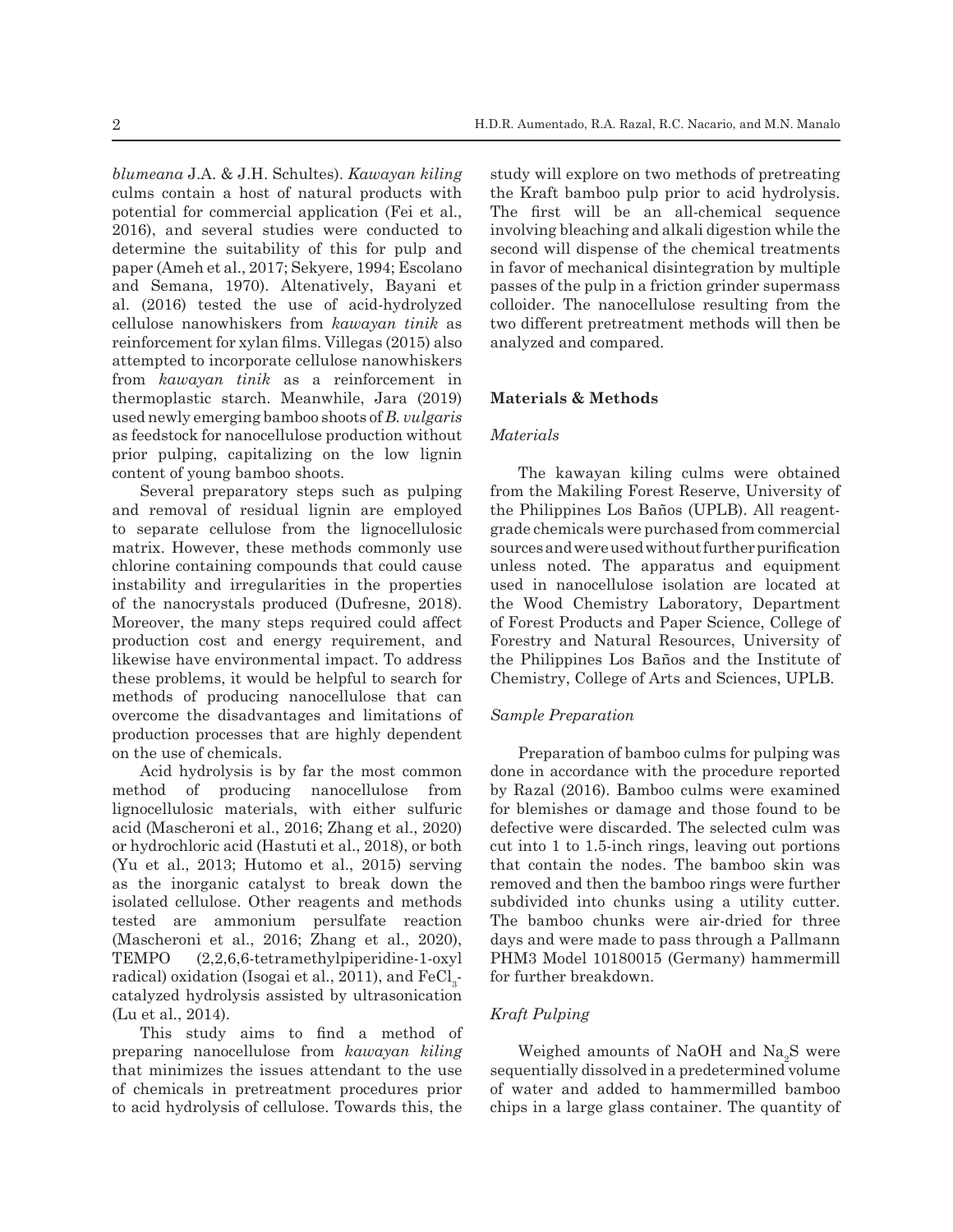*blumeana* J.A. & J.H. Schultes). *Kawayan kiling* culms contain a host of natural products with potential for commercial application (Fei et al., 2016), and several studies were conducted to determine the suitability of this for pulp and paper (Ameh et al., 2017; Sekyere, 1994; Escolano and Semana, 1970). Altenatively, Bayani et al. (2016) tested the use of acid-hydrolyzed cellulose nanowhiskers from *kawayan tinik* as reinforcement for xylan films. Villegas (2015) also attempted to incorporate cellulose nanowhiskers from *kawayan tinik* as a reinforcement in thermoplastic starch. Meanwhile, Jara (2019) used newly emerging bamboo shoots of *B. vulgaris* as feedstock for nanocellulose production without prior pulping, capitalizing on the low lignin content of young bamboo shoots.

Several preparatory steps such as pulping and removal of residual lignin are employed to separate cellulose from the lignocellulosic matrix. However, these methods commonly use chlorine containing compounds that could cause instability and irregularities in the properties of the nanocrystals produced (Dufresne, 2018). Moreover, the many steps required could affect production cost and energy requirement, and likewise have environmental impact. To address these problems, it would be helpful to search for methods of producing nanocellulose that can overcome the disadvantages and limitations of production processes that are highly dependent on the use of chemicals.

Acid hydrolysis is by far the most common method of producing nanocellulose from lignocellulosic materials, with either sulfuric acid (Mascheroni et al., 2016; Zhang et al., 2020) or hydrochloric acid (Hastuti et al., 2018), or both (Yu et al., 2013; Hutomo et al., 2015) serving as the inorganic catalyst to break down the isolated cellulose. Other reagents and methods tested are ammonium persulfate reaction (Mascheroni et al., 2016; Zhang et al., 2020), TEMPO (2,2,6,6-tetramethylpiperidine-1-oxyl radical) oxidation (Isogai et al., 2011), and $FeCl_3$-catalyzed hydrolysis assisted by ultrasonication (Lu et al., 2014).

This study aims to find a method of preparing nanocellulose from *kawayan kiling* that minimizes the issues attendant to the use of chemicals in pretreatment procedures prior to acid hydrolysis of cellulose. Towards this, the study will explore on two methods of pretreating the Kraft bamboo pulp prior to acid hydrolysis. The first will be an all-chemical sequence involving bleaching and alkali digestion while the second will dispense of the chemical treatments in favor of mechanical disintegration by multiple passes of the pulp in a friction grinder supermass colloider. The nanocellulose resulting from the two different pretreatment methods will then be analyzed and compared.

## Materials & Methods

### *Materials*

The kawayan kiling culms were obtained from the Makiling Forest Reserve, University of the Philippines Los Baños (UPLB). All reagent-grade chemicals were purchased from commercial sources and were used without further purification unless noted. The apparatus and equipment used in nanocellulose isolation are located at the Wood Chemistry Laboratory, Department of Forest Products and Paper Science, College of Forestry and Natural Resources, University of the Philippines Los Baños and the Institute of Chemistry, College of Arts and Sciences, UPLB.

### *Sample Preparation*

Preparation of bamboo culms for pulping was done in accordance with the procedure reported by Razal (2016). Bamboo culms were examined for blemishes or damage and those found to be defective were discarded. The selected culm was cut into 1 to 1.5-inch rings, leaving out portions that contain the nodes. The bamboo skin was removed and then the bamboo rings were further subdivided into chunks using a utility cutter. The bamboo chunks were air-dried for three days and were made to pass through a Pallmann PHM3 Model 10180015 (Germany) hammermill for further breakdown.

### *Kraft Pulping*

Weighed amounts of NaOH and $Na_2S$ were sequentially dissolved in a predetermined volume of water and added to hammermilled bamboo chips in a large glass container. The quantity of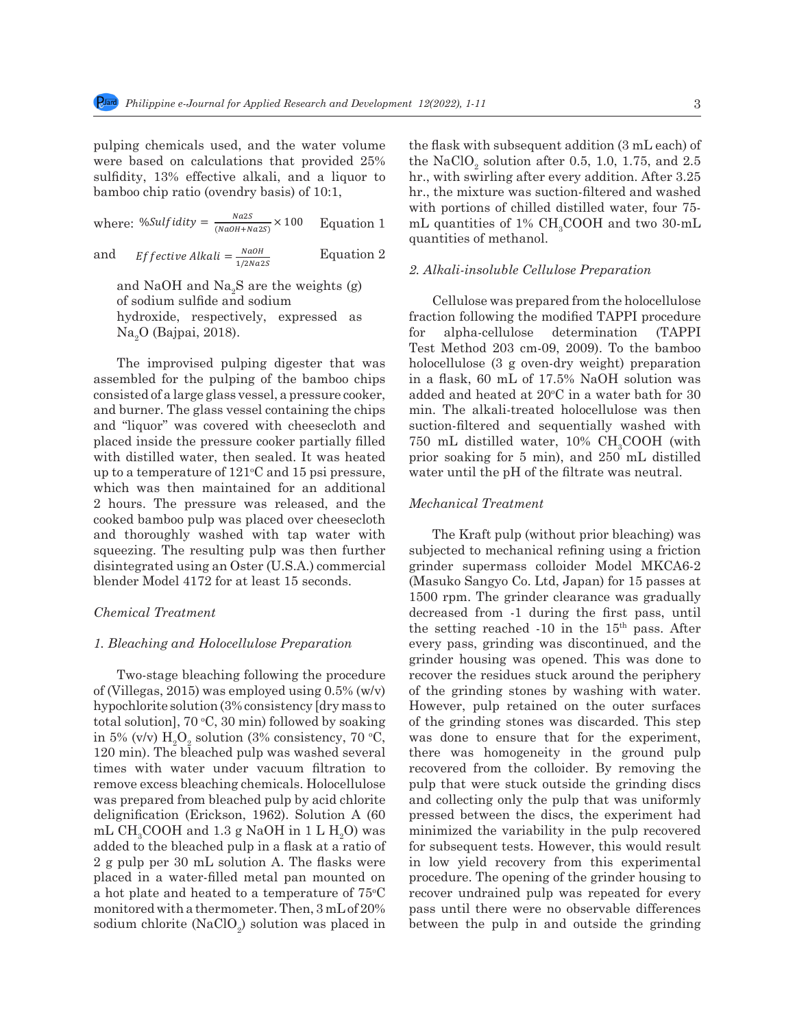pulping chemicals used, and the water volume were based on calculations that provided 25% sulfidity, 13% effective alkali, and a liquor to bamboo chip ratio (ovendry basis) of 10:1,

where: $\%Sulfidity = \frac{Na2S}{(NaOH+Na2S)} \times 100$ Equation 1

and $Effective\ Alkali = \frac{NaOH}{1/2Na2S}$ Equation 2

and NaOH and $Na_2S$ are the weights (g) of sodium sulfide and sodium hydroxide, respectively, expressed as $Na_2O$ (Bajpai, 2018).

The improved pulping digester that was assembled for the pulping of the bamboo chips consisted of a large glass vessel, a pressure cooker, and burner. The glass vessel containing the chips and "liquor" was covered with cheesecloth and placed inside the pressure cooker partially filled with distilled water, then sealed. It was heated up to a temperature of 121°C and 15 psi pressure, which was then maintained for an additional 2 hours. The pressure was released, and the cooked bamboo pulp was placed over cheesecloth and thoroughly washed with tap water with squeezing. The resulting pulp was then further disintegrated using an Oster (U.S.A.) commercial blender Model 4172 for at least 15 seconds.

### Chemical Treatment

#### 1. Bleaching and Holocellulose Preparation

Two-stage bleaching following the procedure of (Villegas, 2015) was employed using 0.5% (w/v) hypochlorite solution (3% consistency [dry mass to total solution], 70 °C, 30 min) followed by soaking in 5% (v/v) $H_2O_2$ solution (3% consistency, 70 °C, 120 min). The bleached pulp was washed several times with water under vacuum filtration to remove excess bleaching chemicals. Holocellulose was prepared from bleached pulp by acid chlorite delignification (Erickson, 1962). Solution A (60 mL $CH_3COOH$ and 1.3 g NaOH in 1 L $H_2O$) was added to the bleached pulp in a flask at a ratio of 2 g pulp per 30 mL solution A. The flasks were placed in a water-filled metal pan mounted on a hot plate and heated to a temperature of 75°C monitored with a thermometer. Then, 3 mL of 20% sodium chlorite ($NaClO_2$) solution was placed in the flask with subsequent addition (3 mL each) of the $NaClO_2$ solution after 0.5, 1.0, 1.75, and 2.5 hr., with swirling after every addition. After 3.25 hr., the mixture was suction-filtered and washed with portions of chilled distilled water, four 75-mL quantities of 1% $CH_3COOH$ and two 30-mL quantities of methanol.

#### 2. Alkali-insoluble Cellulose Preparation

Cellulose was prepared from the holocellulose fraction following the modified TAPPI procedure for alpha-cellulose determination (TAPPI Test Method 203 cm-09, 2009). To the bamboo holocellulose (3 g oven-dry weight) preparation in a flask, 60 mL of 17.5% NaOH solution was added and heated at 20°C in a water bath for 30 min. The alkali-treated holocellulose was then suction-filtered and sequentially washed with 750 mL distilled water, 10% $CH_3COOH$ (with prior soaking for 5 min), and 250 mL distilled water until the pH of the filtrate was neutral.

### Mechanical Treatment

The Kraft pulp (without prior bleaching) was subjected to mechanical refining using a friction grinder supermass colloider Model MKCA6-2 (Masuko Sangyo Co. Ltd, Japan) for 15 passes at 1500 rpm. The grinder clearance was gradually decreased from -1 during the first pass, until the setting reached -10 in the 15th pass. After every pass, grinding was discontinued, and the grinder housing was opened. This was done to recover the residues stuck around the periphery of the grinding stones by washing with water. However, pulp retained on the outer surfaces of the grinding stones was discarded. This step was done to ensure that for the experiment, there was homogeneity in the ground pulp recovered from the colloider. By removing the pulp that were stuck outside the grinding discs and collecting only the pulp that was uniformly pressed between the discs, the experiment had minimized the variability in the pulp recovered for subsequent tests. However, this would result in low yield recovery from this experimental procedure. The opening of the grinder housing to recover undrained pulp was repeated for every pass until there were no observable differences between the pulp in and outside the grinding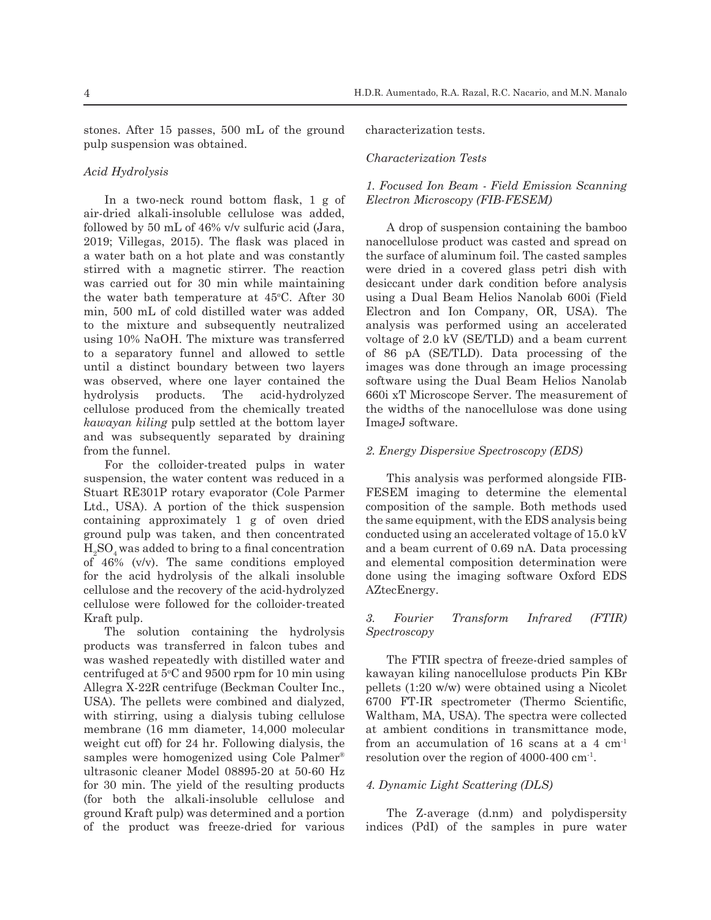stones. After 15 passes, 500 mL of the ground pulp suspension was obtained.

*Acid Hydrolysis*

In a two-neck round bottom flask, 1 g of air-dried alkali-insoluble cellulose was added, followed by 50 mL of 46% v/v sulfuric acid (Jara, 2019; Villegas, 2015). The flask was placed in a water bath on a hot plate and was constantly stirred with a magnetic stirrer. The reaction was carried out for 30 min while maintaining the water bath temperature at 45°C. After 30 min, 500 mL of cold distilled water was added to the mixture and subsequently neutralized using 10% NaOH. The mixture was transferred to a separatory funnel and allowed to settle until a distinct boundary between two layers was observed, where one layer contained the hydrolysis products. The acid-hydrolyzed cellulose produced from the chemically treated *kawayan kiling* pulp settled at the bottom layer and was subsequently separated by draining from the funnel.

For the colloider-treated pulps in water suspension, the water content was reduced in a Stuart RE301P rotary evaporator (Cole Parmer Ltd., USA). A portion of the thick suspension containing approximately 1 g of oven dried ground pulp was taken, and then concentrated $H_2SO_4$ was added to bring to a final concentration of 46% (v/v). The same conditions employed for the acid hydrolysis of the alkali insoluble cellulose and the recovery of the acid-hydrolyzed cellulose were followed for the colloider-treated Kraft pulp.

The solution containing the hydrolysis products was transferred in falcon tubes and was washed repeatedly with distilled water and centrifuged at 5°C and 9500 rpm for 10 min using Allegra X-22R centrifuge (Beckman Coulter Inc., USA). The pellets were combined and dialyzed, with stirring, using a dialysis tubing cellulose membrane (16 mm diameter, 14,000 molecular weight cut off) for 24 hr. Following dialysis, the samples were homogenized using Cole Palmer® ultrasonic cleaner Model 08895-20 at 50-60 Hz for 30 min. The yield of the resulting products (for both the alkali-insoluble cellulose and ground Kraft pulp) was determined and a portion of the product was freeze-dried for various characterization tests.

*Characterization Tests*

*1. Focused Ion Beam - Field Emission Scanning Electron Microscopy (FIB-FESEM)*

A drop of suspension containing the bamboo nanocellulose product was casted and spread on the surface of aluminum foil. The casted samples were dried in a covered glass petri dish with desiccant under dark condition before analysis using a Dual Beam Helios Nanolab 600i (Field Electron and Ion Company, OR, USA). The analysis was performed using an accelerated voltage of 2.0 kV (SE/TLD) and a beam current of 86 pA (SE/TLD). Data processing of the images was done through an image processing software using the Dual Beam Helios Nanolab 660i xT Microscope Server. The measurement of the widths of the nanocellulose was done using ImageJ software.

*2. Energy Dispersive Spectroscopy (EDS)*

This analysis was performed alongside FIB-FESEM imaging to determine the elemental composition of the sample. Both methods used the same equipment, with the EDS analysis being conducted using an accelerated voltage of 15.0 kV and a beam current of 0.69 nA. Data processing and elemental composition determination were done using the imaging software Oxford EDS AZtecEnergy.

*3. Fourier Transform Infrared (FTIR) Spectroscopy*

The FTIR spectra of freeze-dried samples of kawayan kiling nanocellulose products Pin KBr pellets (1:20 w/w) were obtained using a Nicolet 6700 FT-IR spectrometer (Thermo Scientific, Waltham, MA, USA). The spectra were collected at ambient conditions in transmittance mode, from an accumulation of 16 scans at a 4 $cm^{-1}$ resolution over the region of 4000-400 $cm^{-1}$.

*4. Dynamic Light Scattering (DLS)*

The Z-average (d.nm) and polydispersity indices (PdI) of the samples in pure water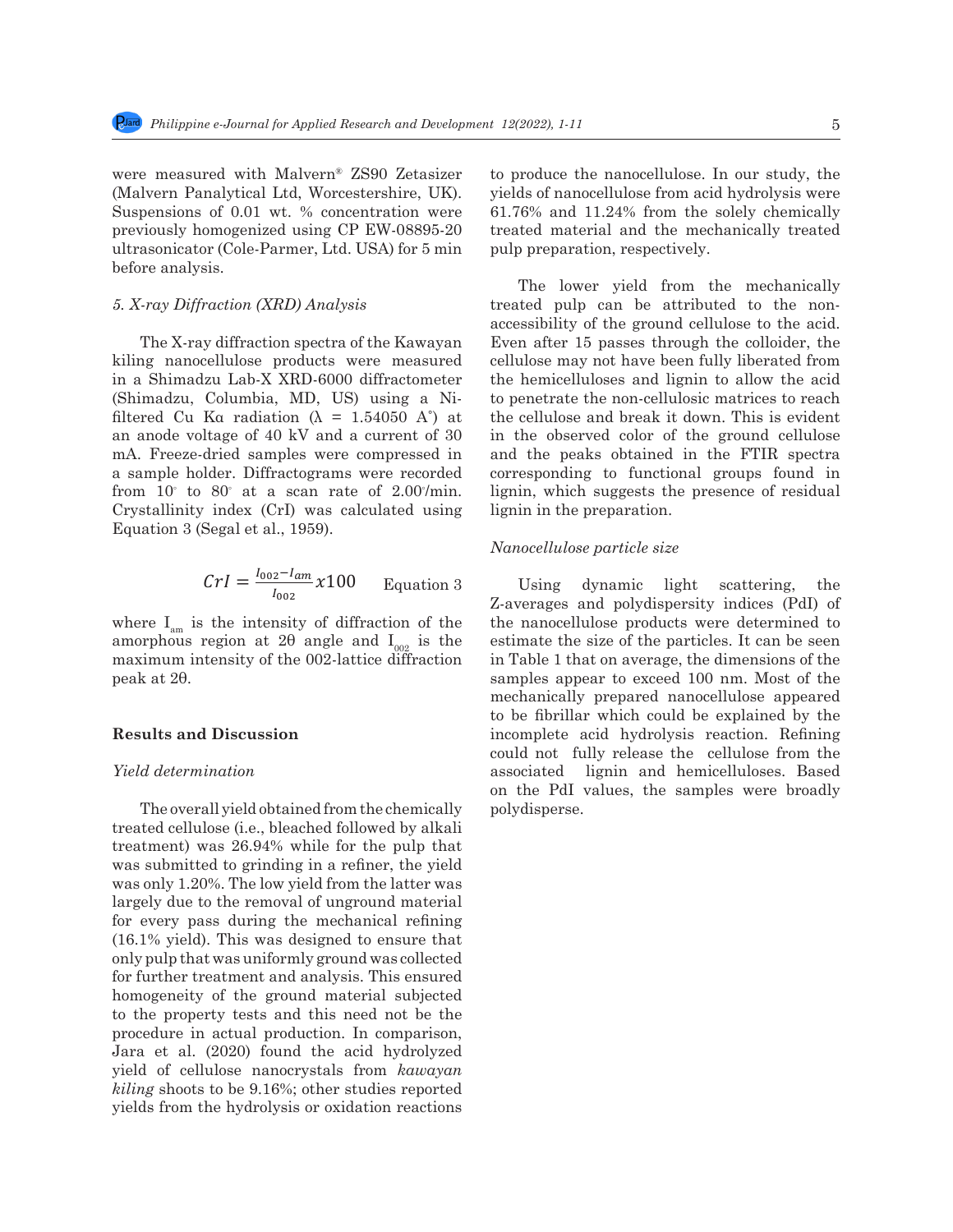were measured with Malvern® ZS90 Zetasizer (Malvern Panalytical Ltd, Worcestershire, UK). Suspensions of 0.01 wt. % concentration were previously homogenized using CP EW-08895-20 ultrasonicator (Cole-Parmer, Ltd. USA) for 5 min before analysis.

### *5. X-ray Diffraction (XRD) Analysis*

The X-ray diffraction spectra of the Kawayan kiling nanocellulose products were measured in a Shimadzu Lab-X XRD-6000 diffractometer (Shimadzu, Columbia, MD, US) using a Ni-filtered Cu Kα radiation (λ = 1.54050 A˚) at an anode voltage of 40 kV and a current of 30 mA. Freeze-dried samples were compressed in a sample holder. Diffractograms were recorded from 10˚ to 80˚ at a scan rate of 2.00˚/min. Crystallinity index (CrI) was calculated using Equation 3 (Segal et al., 1959).

$$CrI = \frac{I_{002} - I_{am}}{I_{002}} x100 \qquad \text{Equation 3}$$

where $I_{am}$ is the intensity of diffraction of the amorphous region at 2θ angle and $I_{002}$ is the maximum intensity of the 002-lattice diffraction peak at 2θ.

## Results and Discussion

### *Yield determination*

The overall yield obtained from the chemically treated cellulose (i.e., bleached followed by alkali treatment) was 26.94% while for the pulp that was submitted to grinding in a refiner, the yield was only 1.20%. The low yield from the latter was largely due to the removal of unground material for every pass during the mechanical refining (16.1% yield). This was designed to ensure that only pulp that was uniformly ground was collected for further treatment and analysis. This ensured homogeneity of the ground material subjected to the property tests and this need not be the procedure in actual production. In comparison, Jara et al. (2020) found the acid hydrolyzed yield of cellulose nanocrystals from *kawayan kiling* shoots to be 9.16%; other studies reported yields from the hydrolysis or oxidation reactions to produce the nanocellulose. In our study, the yields of nanocellulose from acid hydrolysis were 61.76% and 11.24% from the solely chemically treated material and the mechanically treated pulp preparation, respectively.

The lower yield from the mechanically treated pulp can be attributed to the non-accessibility of the ground cellulose to the acid. Even after 15 passes through the colloider, the cellulose may not have been fully liberated from the hemicelluloses and lignin to allow the acid to penetrate the non-cellulosic matrices to reach the cellulose and break it down. This is evident in the observed color of the ground cellulose and the peaks obtained in the FTIR spectra corresponding to functional groups found in lignin, which suggests the presence of residual lignin in the preparation.

### *Nanocellulose particle size*

Using dynamic light scattering, the Z-averages and polydispersity indices (PdI) of the nanocellulose products were determined to estimate the size of the particles. It can be seen in Table 1 that on average, the dimensions of the samples appear to exceed 100 nm. Most of the mechanically prepared nanocellulose appeared to be fibrillar which could be explained by the incomplete acid hydrolysis reaction. Refining could not fully release the cellulose from the associated lignin and hemicelluloses. Based on the PdI values, the samples were broadly polydisperse.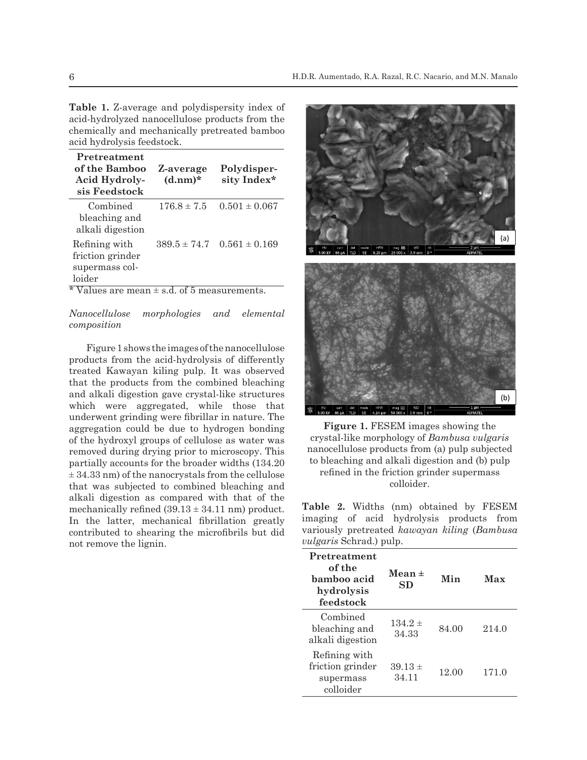**Table 1.** Z-average and polydispersity index of acid-hydrolyzed nanocellulose products from the chemically and mechanically pretreated bamboo acid hydrolysis feedstock.

| Pretreatment of the Bamboo Acid Hydrolysis Feedstock | Z-average (d.nm)* | Polydispersity Index* |
|---|---|---|
| Combined bleaching and alkali digestion | 176.8 ± 7.5 | 0.501 ± 0.067 |
| Refining with friction grinder supermass colloider | 389.5 ± 74.7 | 0.561 ± 0.169 |

\* Values are mean ± s.d. of 5 measurements.

*Nanocellulose morphologies and elemental composition*

Figure 1 shows the images of the nanocellulose products from the acid-hydrolysis of differently treated Kawayan kiling pulp. It was observed that the products from the combined bleaching and alkali digestion gave crystal-like structures which were aggregated, while those that underwent grinding were fibrillar in nature. The aggregation could be due to hydrogen bonding of the hydroxyl groups of cellulose as water was removed during drying prior to microscopy. This partially accounts for the broader widths (134.20 ± 34.33 nm) of the nanocrystals from the cellulose that was subjected to combined bleaching and alkali digestion as compared with that of the mechanically refined (39.13 ± 34.11 nm) product. In the latter, mechanical fibrillation greatly contributed to shearing the microfibrils but did not remove the lignin.

**Figure 1.** FESEM images showing the crystal-like morphology of *Bambusa vulgaris* nanocellulose products from (a) pulp subjected to bleaching and alkali digestion and (b) pulp refined in the friction grinder supermass colloider.

**Table 2.** Widths (nm) obtained by FESEM imaging of acid hydrolysis products from variously pretreated *kawayan kiling* (*Bambusa vulgaris* Schrad.) pulp.

| Pretreatment of the bamboo acid hydrolysis feedstock | Mean ± SD | Min | Max |
|---|---|---|---|
| Combined bleaching and alkali digestion | 134.2 ± 34.33 | 84.00 | 214.0 |
| Refining with friction grinder supermass colloider | 39.13 ± 34.11 | 12.00 | 171.0 |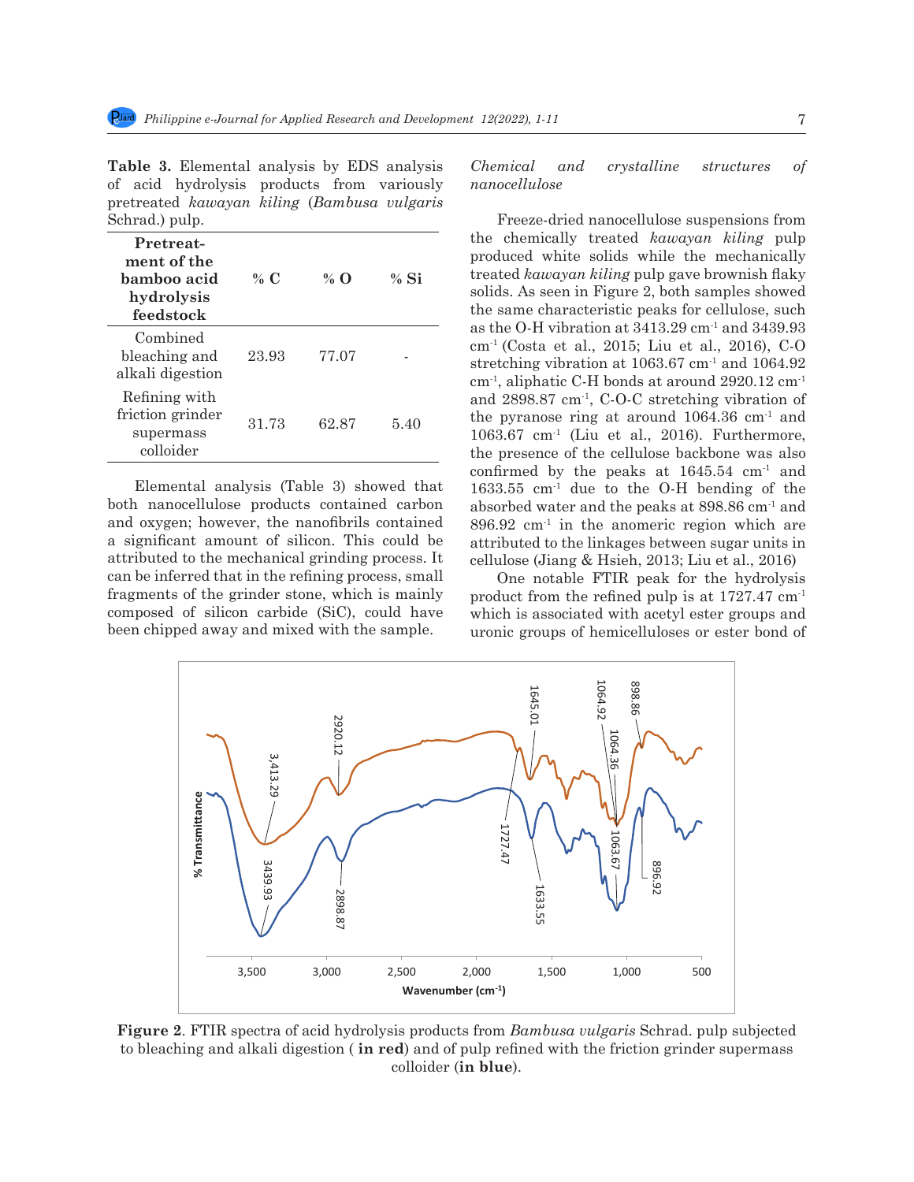**Table 3.** Elemental analysis by EDS analysis of acid hydrolysis products from variously pretreated *kawayan kiling* (*Bambusa vulgaris* Schrad.) pulp.

| Pretreatment of the bamboo acid hydrolysis feedstock | % C | % O | % Si |
|---|---|---|---|
| Combined bleaching and alkali digestion | 23.93 | 77.07 | - |
| Refining with friction grinder supermass colloider | 31.73 | 62.87 | 5.40 |

Elemental analysis (Table 3) showed that both nanocellulose products contained carbon and oxygen; however, the nanofibrils contained a significant amount of silicon. This could be attributed to the mechanical grinding process. It can be inferred that in the refining process, small fragments of the grinder stone, which is mainly composed of silicon carbide (SiC), could have been chipped away and mixed with the sample.

*Chemical and crystalline structures of nanocellulose*

Freeze-dried nanocellulose suspensions from the chemically treated *kawayan kiling* pulp produced white solids while the mechanically treated *kawayan kiling* pulp gave brownish flaky solids. As seen in Figure 2, both samples showed the same characteristic peaks for cellulose, such as the O-H vibration at 3413.29 $cm^{-1}$ and 3439.93 $cm^{-1}$ (Costa et al., 2015; Liu et al., 2016), C-O stretching vibration at 1063.67 $cm^{-1}$ and 1064.92 $cm^{-1}$, aliphatic C-H bonds at around 2920.12 $cm^{-1}$ and 2898.87 $cm^{-1}$, C-O-C stretching vibration of the pyranose ring at around 1064.36 $cm^{-1}$ and 1063.67 $cm^{-1}$ (Liu et al., 2016). Furthermore, the presence of the cellulose backbone was also confirmed by the peaks at 1645.54 $cm^{-1}$ and 1633.55 $cm^{-1}$ due to the O-H bending of the absorbed water and the peaks at 898.86 $cm^{-1}$ and 896.92 $cm^{-1}$ in the anomeric region which are attributed to the linkages between sugar units in cellulose (Jiang & Hsieh, 2013; Liu et al., 2016)

One notable FTIR peak for the hydrolysis product from the refined pulp is at 1727.47 $cm^{-1}$ which is associated with acetyl ester groups and uronic groups of hemicelluloses or ester bond of

**Figure 2**. FTIR spectra of acid hydrolysis products from *Bambusa vulgaris* Schrad. pulp subjected to bleaching and alkali digestion ( **in red**) and of pulp refined with the friction grinder supermass colloider (**in blue**).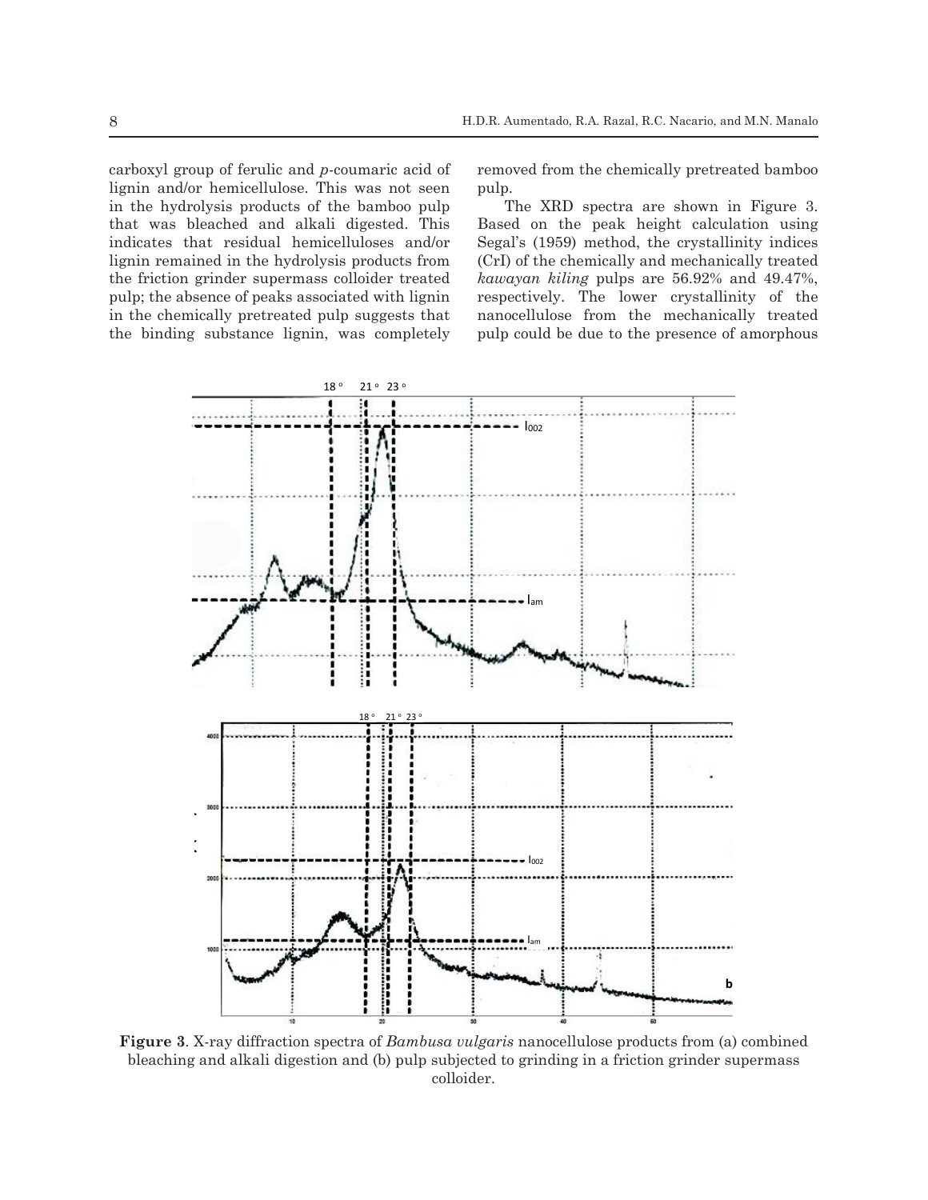carboxyl group of ferulic and *p*-coumaric acid of lignin and/or hemicellulose. This was not seen in the hydrolysis products of the bamboo pulp that was bleached and alkali digested. This indicates that residual hemicelluloses and/or lignin remained in the hydrolysis products from the friction grinder supermass colloider treated pulp; the absence of peaks associated with lignin in the chemically pretreated pulp suggests that the binding substance lignin, was completely removed from the chemically pretreated bamboo pulp.

The XRD spectra are shown in Figure 3. Based on the peak height calculation using Segal's (1959) method, the crystallinity indices (CrI) of the chemically and mechanically treated *kawayan kiling* pulps are 56.92% and 49.47%, respectively. The lower crystallinity of the nanocellulose from the mechanically treated pulp could be due to the presence of amorphous

**Figure 3**. X-ray diffraction spectra of *Bambusa vulgaris* nanocellulose products from (a) combined bleaching and alkali digestion and (b) pulp subjected to grinding in a friction grinder supermass colloider.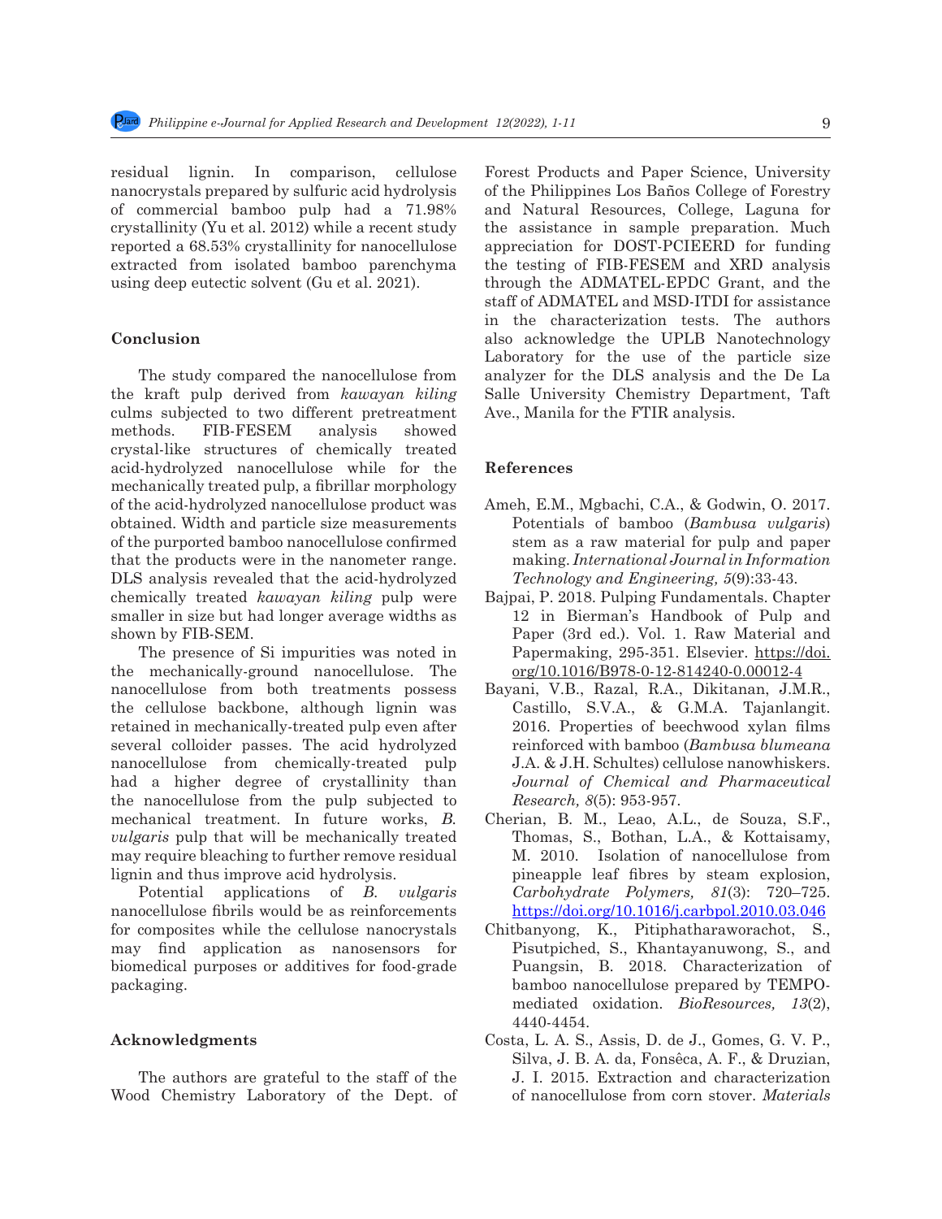residual lignin. In comparison, cellulose nanocrystals prepared by sulfuric acid hydrolysis of commercial bamboo pulp had a 71.98% crystallinity (Yu et al. 2012) while a recent study reported a 68.53% crystallinity for nanocellulose extracted from isolated bamboo parenchyma using deep eutectic solvent (Gu et al. 2021).

## Conclusion

The study compared the nanocellulose from the kraft pulp derived from *kawayan kiling* culms subjected to two different pretreatment methods. FIB-FESEM analysis showed crystal-like structures of chemically treated acid-hydrolyzed nanocellulose while for the mechanically treated pulp, a fibrillar morphology of the acid-hydrolyzed nanocellulose product was obtained. Width and particle size measurements of the purported bamboo nanocellulose confirmed that the products were in the nanometer range. DLS analysis revealed that the acid-hydrolyzed chemically treated *kawayan kiling* pulp were smaller in size but had longer average widths as shown by FIB-SEM.

The presence of Si impurities was noted in the mechanically-ground nanocellulose. The nanocellulose from both treatments possess the cellulose backbone, although lignin was retained in mechanically-treated pulp even after several colloider passes. The acid hydrolyzed nanocellulose from chemically-treated pulp had a higher degree of crystallinity than the nanocellulose from the pulp subjected to mechanical treatment. In future works, *B. vulgaris* pulp that will be mechanically treated may require bleaching to further remove residual lignin and thus improve acid hydrolysis.

Potential applications of *B. vulgaris* nanocellulose fibrils would be as reinforcements for composites while the cellulose nanocrystals may find application as nanosensors for biomedical purposes or additives for food-grade packaging.

## Acknowledgments

The authors are grateful to the staff of the Wood Chemistry Laboratory of the Dept. of Forest Products and Paper Science, University of the Philippines Los Baños College of Forestry and Natural Resources, College, Laguna for the assistance in sample preparation. Much appreciation for DOST-PCIEERD for funding the testing of FIB-FESEM and XRD analysis through the ADMATEL-EPDC Grant, and the staff of ADMATEL and MSD-ITDI for assistance in the characterization tests. The authors also acknowledge the UPLB Nanotechnology Laboratory for the use of the particle size analyzer for the DLS analysis and the De La Salle University Chemistry Department, Taft Ave., Manila for the FTIR analysis.

## References

Ameh, E.M., Mgbachi, C.A., & Godwin, O. 2017. Potentials of bamboo (*Bambusa vulgaris*) stem as a raw material for pulp and paper making. *International Journal in Information Technology and Engineering, 5*(9):33-43.

Bajpai, P. 2018. Pulping Fundamentals. Chapter 12 in Bierman's Handbook of Pulp and Paper (3rd ed.). Vol. 1. Raw Material and Papermaking, 295-351. Elsevier. https://doi.org/10.1016/B978-0-12-814240-0.00012-4

Bayani, V.B., Razal, R.A., Dikitanan, J.M.R., Castillo, S.V.A., & G.M.A. Tajanlangit. 2016. Properties of beechwood xylan films reinforced with bamboo (*Bambusa blumeana* J.A. & J.H. Schultes) cellulose nanowhiskers. *Journal of Chemical and Pharmaceutical Research, 8*(5): 953-957.

Cherian, B. M., Leao, A.L., de Souza, S.F., Thomas, S., Bothan, L.A., & Kottaisamy, M. 2010. Isolation of nanocellulose from pineapple leaf fibres by steam explosion, *Carbohydrate Polymers, 81*(3): 720–725. https://doi.org/10.1016/j.carbpol.2010.03.046

Chitbanyong, K., Pitiphatharaworachot, S., Pisutpiched, S., Khantayanuwong, S., and Puangsin, B. 2018. Characterization of bamboo nanocellulose prepared by TEMPO-mediated oxidation. *BioResources, 13*(2), 4440-4454.

Costa, L. A. S., Assis, D. de J., Gomes, G. V. P., Silva, J. B. A. da, Fonsêca, A. F., & Druzian, J. I. 2015. Extraction and characterization of nanocellulose from corn stover. *Materials*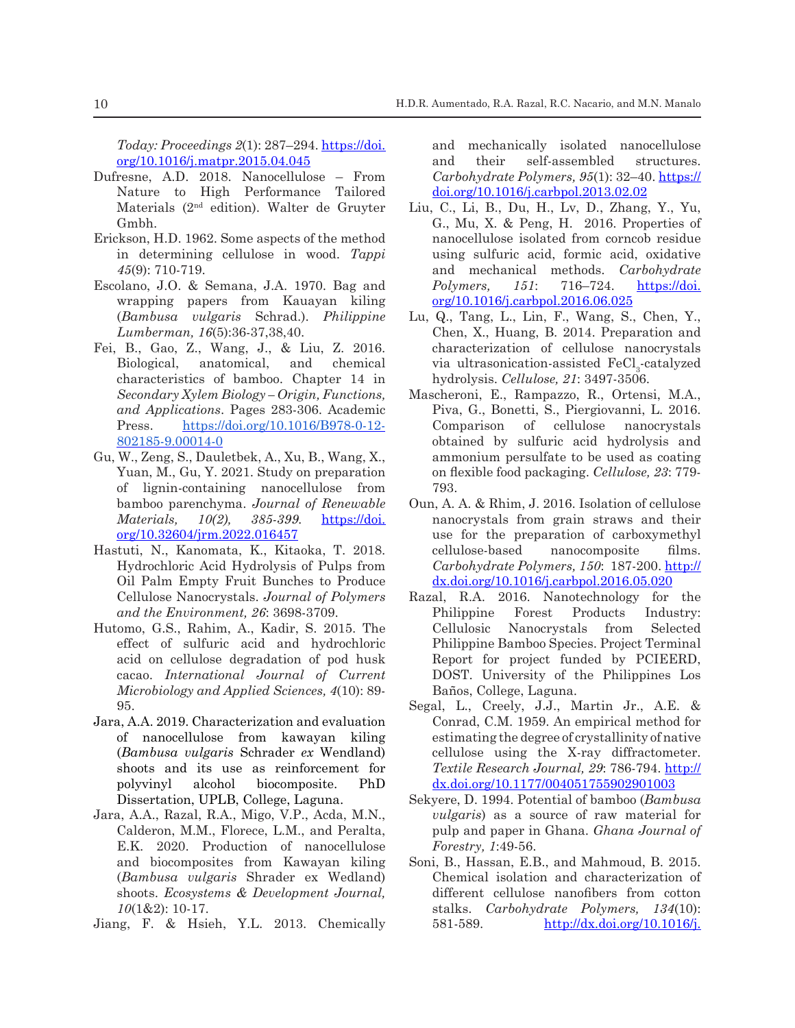*Today: Proceedings 2*(1): 287–294. https://doi.org/10.1016/j.matpr.2015.04.045

Dufresne, A.D. 2018. Nanocellulose – From Nature to High Performance Tailored Materials (2nd edition). Walter de Gruyter Gmbh.

Erickson, H.D. 1962. Some aspects of the method in determining cellulose in wood. *Tappi 45*(9): 710-719.

Escolano, J.O. & Semana, J.A. 1970. Bag and wrapping papers from Kauayan kiling (*Bambusa vulgaris* Schrad.). *Philippine Lumberman, 16*(5):36-37,38,40.

Fei, B., Gao, Z., Wang, J., & Liu, Z. 2016. Biological, anatomical, and chemical characteristics of bamboo. Chapter 14 in *Secondary Xylem Biology – Origin, Functions, and Applications*. Pages 283-306. Academic Press. https://doi.org/10.1016/B978-0-12-802185-9.00014-0

Gu, W., Zeng, S., Dauletbek, A., Xu, B., Wang, X., Yuan, M., Gu, Y. 2021. Study on preparation of lignin-containing nanocellulose from bamboo parenchyma. *Journal of Renewable Materials, 10(2), 385-399.* https://doi.org/10.32604/jrm.2022.016457

Hastuti, N., Kanomata, K., Kitaoka, T. 2018. Hydrochloric Acid Hydrolysis of Pulps from Oil Palm Empty Fruit Bunches to Produce Cellulose Nanocrystals. *Journal of Polymers and the Environment, 26*: 3698-3709.

Hutomo, G.S., Rahim, A., Kadir, S. 2015. The effect of sulfuric acid and hydrochloric acid on cellulose degradation of pod husk cacao. *International Journal of Current Microbiology and Applied Sciences, 4*(10): 89-95.

Jara, A.A. 2019. Characterization and evaluation of nanocellulose from kawayan kiling (*Bambusa vulgaris* Schrader *ex* Wendland) shoots and its use as reinforcement for polyvinyl alcohol biocomposite. PhD Dissertation, UPLB, College, Laguna.

Jara, A.A., Razal, R.A., Migo, V.P., Acda, M.N., Calderon, M.M., Florece, L.M., and Peralta, E.K. 2020. Production of nanocellulose and biocomposites from Kawayan kiling (*Bambusa vulgaris* Shrader ex Wedland) shoots. *Ecosystems & Development Journal, 10*(1&2): 10-17.

Jiang, F. & Hsieh, Y.L. 2013. Chemically and mechanically isolated nanocellulose and their self-assembled structures. *Carbohydrate Polymers, 95*(1): 32–40. https://doi.org/10.1016/j.carbpol.2013.02.02

Liu, C., Li, B., Du, H., Lv, D., Zhang, Y., Yu, G., Mu, X. & Peng, H. 2016. Properties of nanocellulose isolated from corncob residue using sulfuric acid, formic acid, oxidative and mechanical methods. *Carbohydrate Polymers, 151*: 716–724. https://doi.org/10.1016/j.carbpol.2016.06.025

Lu, Q., Tang, L., Lin, F., Wang, S., Chen, Y., Chen, X., Huang, B. 2014. Preparation and characterization of cellulose nanocrystals via ultrasonication-assisted $FeCl_3$-catalyzed hydrolysis. *Cellulose, 21*: 3497-3506.

Mascheroni, E., Rampazzo, R., Ortensi, M.A., Piva, G., Bonetti, S., Piergiovanni, L. 2016. Comparison of cellulose nanocrystals obtained by sulfuric acid hydrolysis and ammonium persulfate to be used as coating on flexible food packaging. *Cellulose, 23*: 779-793.

Oun, A. A. & Rhim, J. 2016. Isolation of cellulose nanocrystals from grain straws and their use for the preparation of carboxymethyl cellulose-based nanocomposite films. *Carbohydrate Polymers, 150*: 187-200. http://dx.doi.org/10.1016/j.carbpol.2016.05.020

Razal, R.A. 2016. Nanotechnology for the Philippine Forest Products Industry: Cellulosic Nanocrystals from Selected Philippine Bamboo Species. Project Terminal Report for project funded by PCIEERD, DOST. University of the Philippines Los Baños, College, Laguna.

Segal, L., Creely, J.J., Martin Jr., A.E. & Conrad, C.M. 1959. An empirical method for estimating the degree of crystallinity of native cellulose using the X-ray diffractometer. *Textile Research Journal, 29*: 786-794. http://dx.doi.org/10.1177/004051755902901003

Sekyere, D. 1994. Potential of bamboo (*Bambusa vulgaris*) as a source of raw material for pulp and paper in Ghana. *Ghana Journal of Forestry, 1*:49-56.

Soni, B., Hassan, E.B., and Mahmoud, B. 2015. Chemical isolation and characterization of different cellulose nanofibers from cotton stalks. *Carbohydrate Polymers, 134*(10): 581-589. http://dx.doi.org/10.1016/j.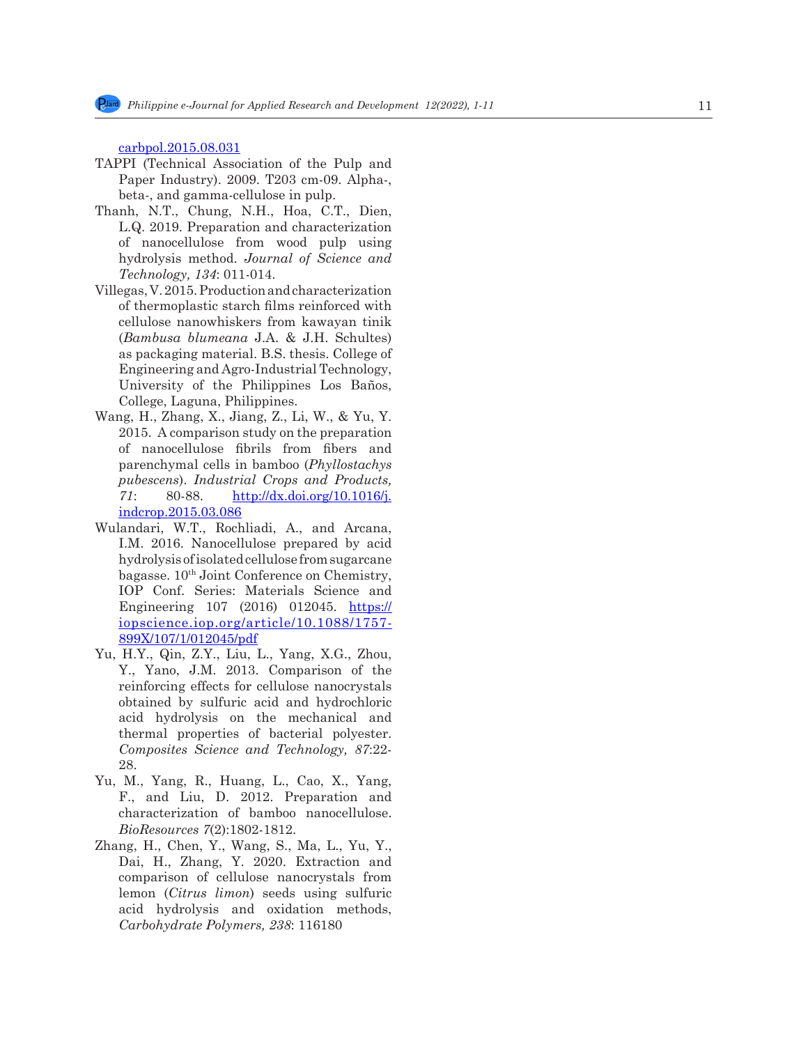carbpol.2015.08.031

TAPPI (Technical Association of the Pulp and Paper Industry). 2009. T203 cm-09. Alpha-, beta-, and gamma-cellulose in pulp.

Thanh, N.T., Chung, N.H., Hoa, C.T., Dien, L.Q. 2019. Preparation and characterization of nanocellulose from wood pulp using hydrolysis method. *Journal of Science and Technology, 134*: 011-014.

Villegas, V. 2015. Production and characterization of thermoplastic starch films reinforced with cellulose nanowhiskers from kawayan tinik (*Bambusa blumeana* J.A. & J.H. Schultes) as packaging material. B.S. thesis. College of Engineering and Agro-Industrial Technology, University of the Philippines Los Baños, College, Laguna, Philippines.

Wang, H., Zhang, X., Jiang, Z., Li, W., & Yu, Y. 2015. A comparison study on the preparation of nanocellulose fibrils from fibers and parenchymal cells in bamboo (*Phyllostachys pubescens*). *Industrial Crops and Products, 71*: 80-88. http://dx.doi.org/10.1016/j.indcrop.2015.03.086

Wulandari, W.T., Rochliadi, A., and Arcana, I.M. 2016. Nanocellulose prepared by acid hydrolysis of isolated cellulose from sugarcane bagasse. 10th Joint Conference on Chemistry, IOP Conf. Series: Materials Science and Engineering 107 (2016) 012045. https://iopscience.iop.org/article/10.1088/1757-899X/107/1/012045/pdf

Yu, H.Y., Qin, Z.Y., Liu, L., Yang, X.G., Zhou, Y., Yano, J.M. 2013. Comparison of the reinforcing effects for cellulose nanocrystals obtained by sulfuric acid and hydrochloric acid hydrolysis on the mechanical and thermal properties of bacterial polyester. *Composites Science and Technology, 87*:22-28.

Yu, M., Yang, R., Huang, L., Cao, X., Yang, F., and Liu, D. 2012. Preparation and characterization of bamboo nanocellulose. *BioResources 7*(2):1802-1812.

Zhang, H., Chen, Y., Wang, S., Ma, L., Yu, Y., Dai, H., Zhang, Y. 2020. Extraction and comparison of cellulose nanocrystals from lemon (*Citrus limon*) seeds using sulfuric acid hydrolysis and oxidation methods, *Carbohydrate Polymers, 238*: 116180